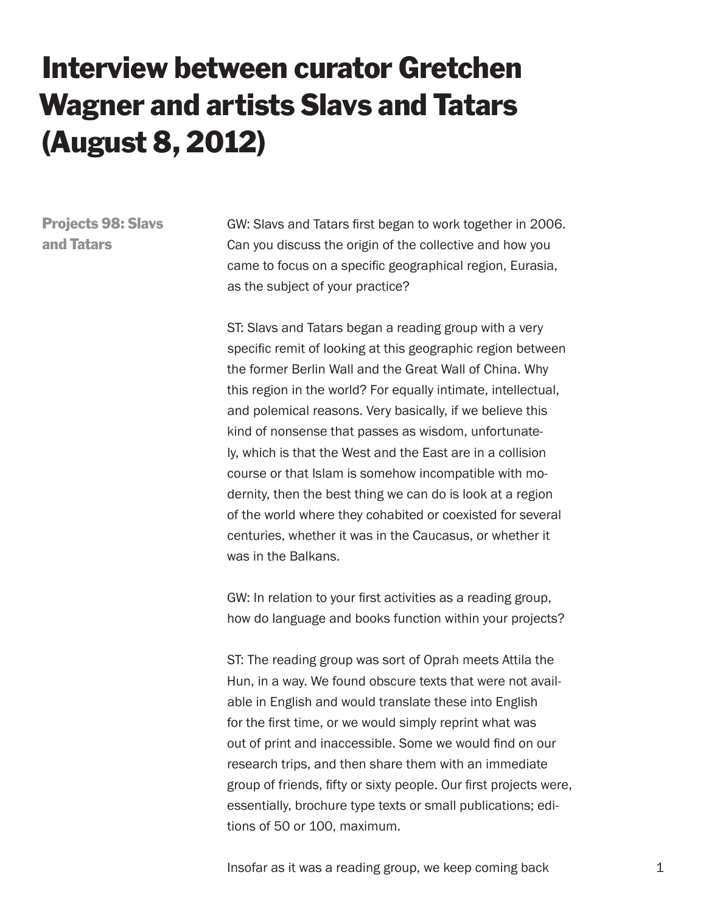# Interview between curator Gretchen Wagner and artists Slavs and Tatars (August 8, 2012)

**Projects 98: Slavs and Tatars**

GW: Slavs and Tatars first began to work together in 2006. Can you discuss the origin of the collective and how you came to focus on a specific geographical region, Eurasia, as the subject of your practice?

ST: Slavs and Tatars began a reading group with a very specific remit of looking at this geographic region between the former Berlin Wall and the Great Wall of China. Why this region in the world? For equally intimate, intellectual, and polemical reasons. Very basically, if we believe this kind of nonsense that passes as wisdom, unfortunately, which is that the West and the East are in a collision course or that Islam is somehow incompatible with modernity, then the best thing we can do is look at a region of the world where they cohabited or coexisted for several centuries, whether it was in the Caucasus, or whether it was in the Balkans.

GW: In relation to your first activities as a reading group, how do language and books function within your projects?

ST: The reading group was sort of Oprah meets Attila the Hun, in a way. We found obscure texts that were not available in English and would translate these into English for the first time, or we would simply reprint what was out of print and inaccessible. Some we would find on our research trips, and then share them with an immediate group of friends, fifty or sixty people. Our first projects were, essentially, brochure type texts or small publications; editions of 50 or 100, maximum.

Insofar as it was a reading group, we keep coming back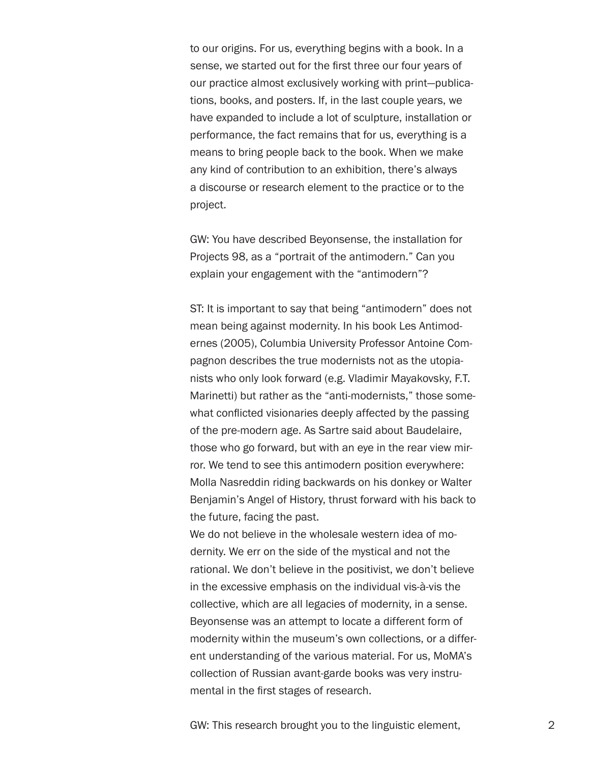to our origins. For us, everything begins with a book. In a sense, we started out for the first three our four years of our practice almost exclusively working with print—publications, books, and posters. If, in the last couple years, we have expanded to include a lot of sculpture, installation or performance, the fact remains that for us, everything is a means to bring people back to the book. When we make any kind of contribution to an exhibition, there's always a discourse or research element to the practice or to the project.

GW: You have described Beyonsense, the installation for Projects 98, as a "portrait of the antimodern." Can you explain your engagement with the "antimodern"?

ST: It is important to say that being "antimodern" does not mean being against modernity. In his book Les Antimodernes (2005), Columbia University Professor Antoine Compagnon describes the true modernists not as the utopianists who only look forward (e.g. Vladimir Mayakovsky, F.T. Marinetti) but rather as the "anti-modernists," those somewhat conflicted visionaries deeply affected by the passing of the pre-modern age. As Sartre said about Baudelaire, those who go forward, but with an eye in the rear view mirror. We tend to see this antimodern position everywhere: Molla Nasreddin riding backwards on his donkey or Walter Benjamin's Angel of History, thrust forward with his back to the future, facing the past.

We do not believe in the wholesale western idea of modernity. We err on the side of the mystical and not the rational. We don't believe in the positivist, we don't believe in the excessive emphasis on the individual vis-à-vis the collective, which are all legacies of modernity, in a sense. Beyonsense was an attempt to locate a different form of modernity within the museum's own collections, or a different understanding of the various material. For us, MoMA's collection of Russian avant-garde books was very instrumental in the first stages of research.

GW: This research brought you to the linguistic element,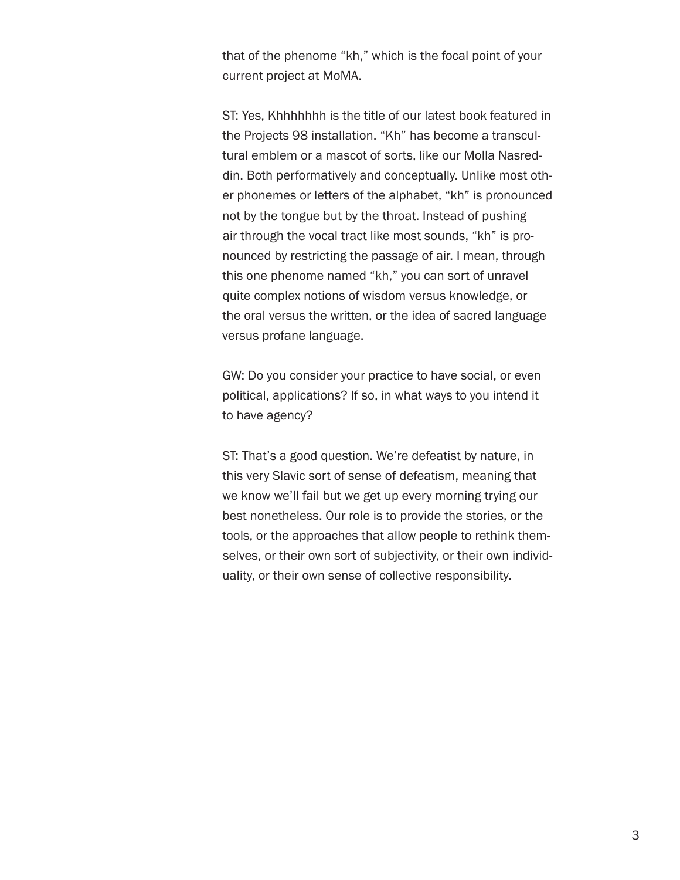that of the phenome “kh,” which is the focal point of your current project at MoMA.

ST: Yes, Khhhhhhh is the title of our latest book featured in the Projects 98 installation. “Kh” has become a transcultural emblem or a mascot of sorts, like our Molla Nasreddin. Both performatively and conceptually. Unlike most other phonemes or letters of the alphabet, “kh” is pronounced not by the tongue but by the throat. Instead of pushing air through the vocal tract like most sounds, “kh” is pronounced by restricting the passage of air. I mean, through this one phenome named “kh,” you can sort of unravel quite complex notions of wisdom versus knowledge, or the oral versus the written, or the idea of sacred language versus profane language.

GW: Do you consider your practice to have social, or even political, applications? If so, in what ways to you intend it to have agency?

ST: That’s a good question. We’re defeatist by nature, in this very Slavic sort of sense of defeatism, meaning that we know we’ll fail but we get up every morning trying our best nonetheless. Our role is to provide the stories, or the tools, or the approaches that allow people to rethink themselves, or their own sort of subjectivity, or their own individuality, or their own sense of collective responsibility.